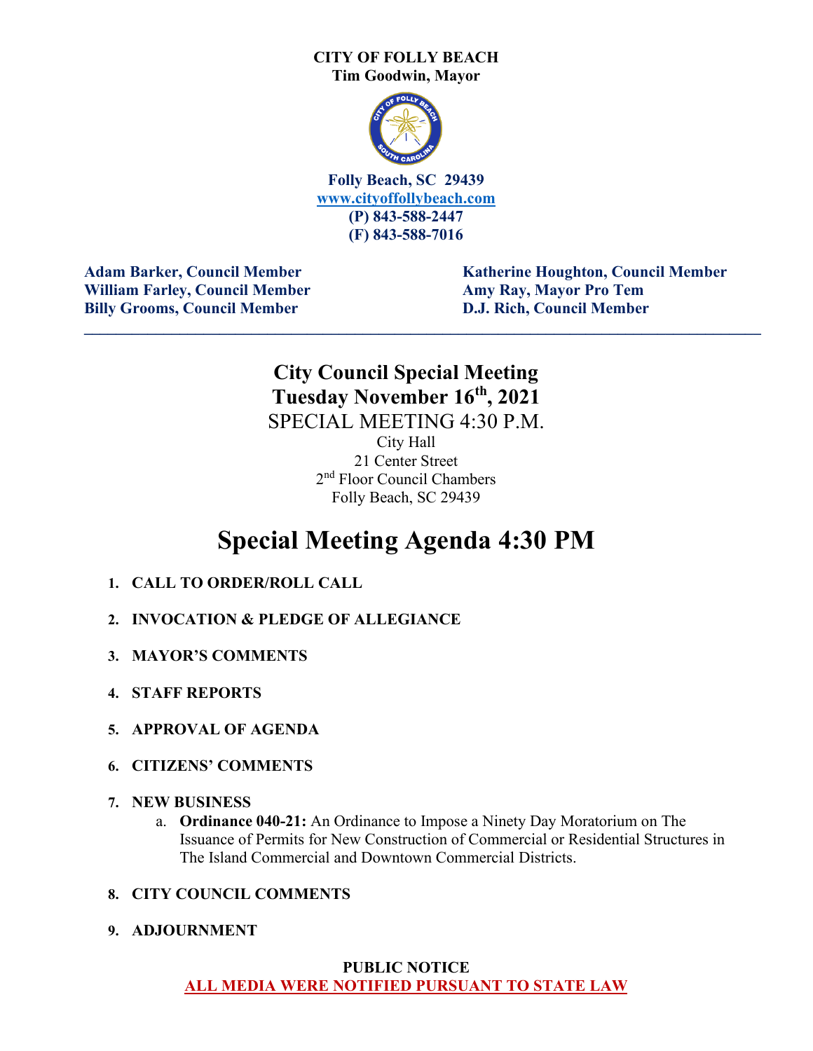**CITY OF FOLLY BEACH**
**Tim Goodwin, Mayor**

**Folly Beach, SC 29439**
**www.cityoffollybeach.com**
**(P) 843-588-2447**
**(F) 843-588-7016**

**Adam Barker, Council Member**
**William Farley, Council Member**
**Billy Grooms, Council Member**
**Katherine Houghton, Council Member**
**Amy Ray, Mayor Pro Tem**
**D.J. Rich, Council Member**

---

## City Council Special Meeting
## Tuesday November 16th, 2021

SPECIAL MEETING 4:30 P.M.

City Hall
21 Center Street
2nd Floor Council Chambers
Folly Beach, SC 29439

# Special Meeting Agenda 4:30 PM

1. **CALL TO ORDER/ROLL CALL**
2. **INVOCATION & PLEDGE OF ALLEGIANCE**
3. **MAYOR'S COMMENTS**
4. **STAFF REPORTS**
5. **APPROVAL OF AGENDA**
6. **CITIZENS' COMMENTS**
7. **NEW BUSINESS**
   a. **Ordinance 040-21:** An Ordinance to Impose a Ninety Day Moratorium on The Issuance of Permits for New Construction of Commercial or Residential Structures in The Island Commercial and Downtown Commercial Districts.
8. **CITY COUNCIL COMMENTS**
9. **ADJOURNMENT**

**PUBLIC NOTICE**
**ALL MEDIA WERE NOTIFIED PURSUANT TO STATE LAW**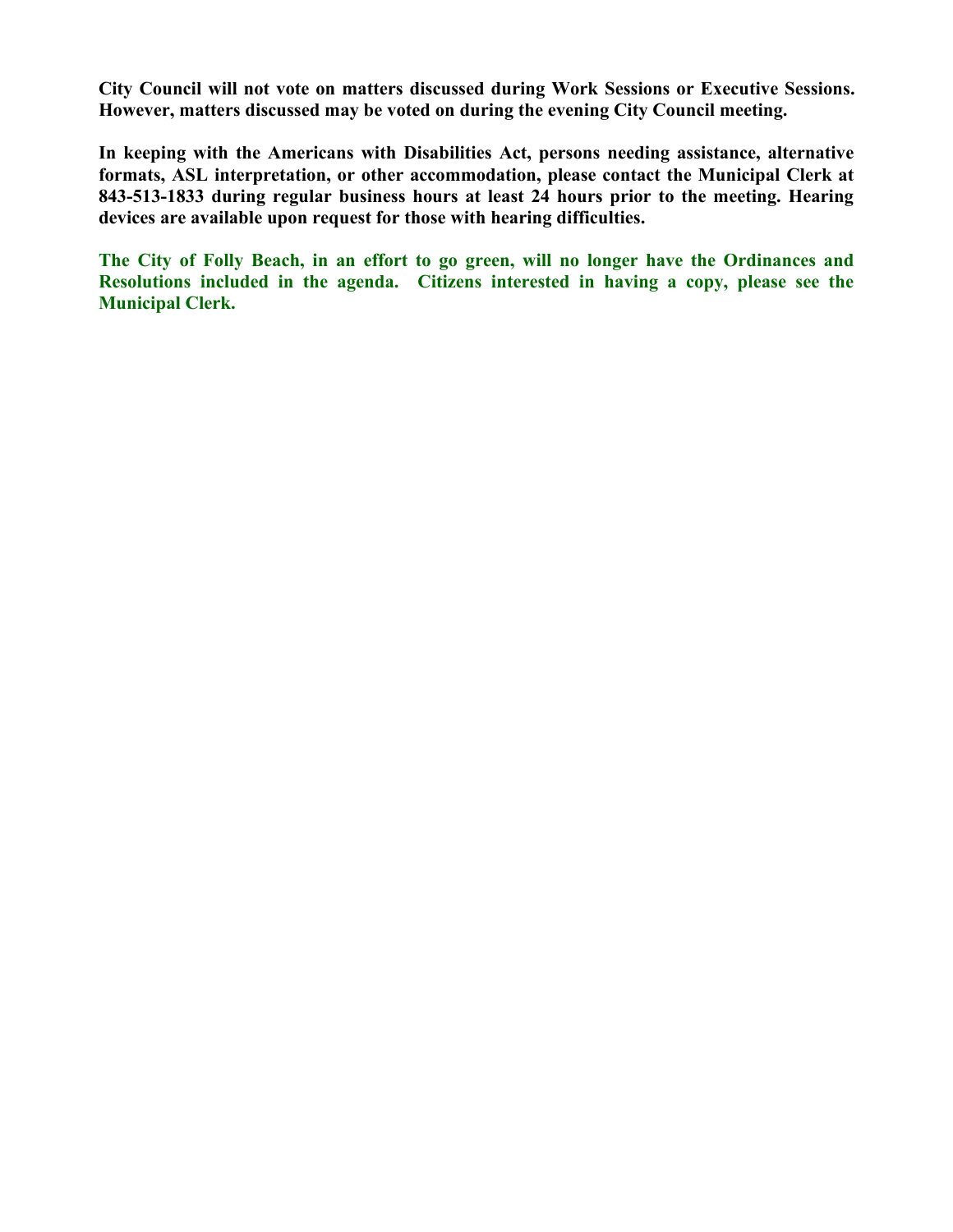**City Council will not vote on matters discussed during Work Sessions or Executive Sessions. However, matters discussed may be voted on during the evening City Council meeting.**

**In keeping with the Americans with Disabilities Act, persons needing assistance, alternative formats, ASL interpretation, or other accommodation, please contact the Municipal Clerk at 843-513-1833 during regular business hours at least 24 hours prior to the meeting. Hearing devices are available upon request for those with hearing difficulties.**

**The City of Folly Beach, in an effort to go green, will no longer have the Ordinances and Resolutions included in the agenda. Citizens interested in having a copy, please see the Municipal Clerk.**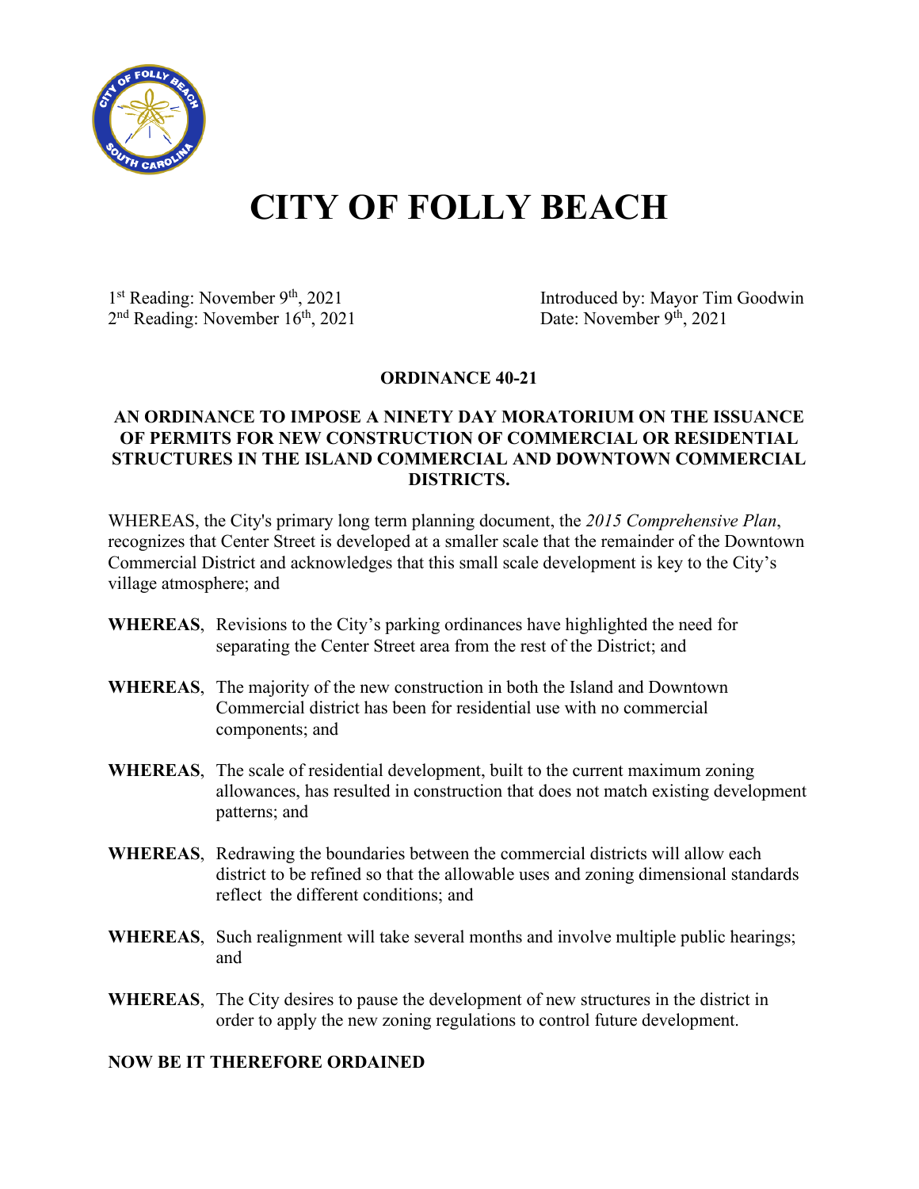# CITY OF FOLLY BEACH

1st Reading: November 9th, 2021
2nd Reading: November 16th, 2021

Introduced by: Mayor Tim Goodwin
Date: November 9th, 2021

**ORDINANCE 40-21**

**AN ORDINANCE TO IMPOSE A NINETY DAY MORATORIUM ON THE ISSUANCE OF PERMITS FOR NEW CONSTRUCTION OF COMMERCIAL OR RESIDENTIAL STRUCTURES IN THE ISLAND COMMERCIAL AND DOWNTOWN COMMERCIAL DISTRICTS.**

WHEREAS, the City's primary long term planning document, the *2015 Comprehensive Plan*, recognizes that Center Street is developed at a smaller scale that the remainder of the Downtown Commercial District and acknowledges that this small scale development is key to the City's village atmosphere; and

**WHEREAS**, Revisions to the City's parking ordinances have highlighted the need for separating the Center Street area from the rest of the District; and

**WHEREAS**, The majority of the new construction in both the Island and Downtown Commercial district has been for residential use with no commercial components; and

**WHEREAS**, The scale of residential development, built to the current maximum zoning allowances, has resulted in construction that does not match existing development patterns; and

**WHEREAS**, Redrawing the boundaries between the commercial districts will allow each district to be refined so that the allowable uses and zoning dimensional standards reflect the different conditions; and

**WHEREAS**, Such realignment will take several months and involve multiple public hearings; and

**WHEREAS**, The City desires to pause the development of new structures in the district in order to apply the new zoning regulations to control future development.

**NOW BE IT THEREFORE ORDAINED**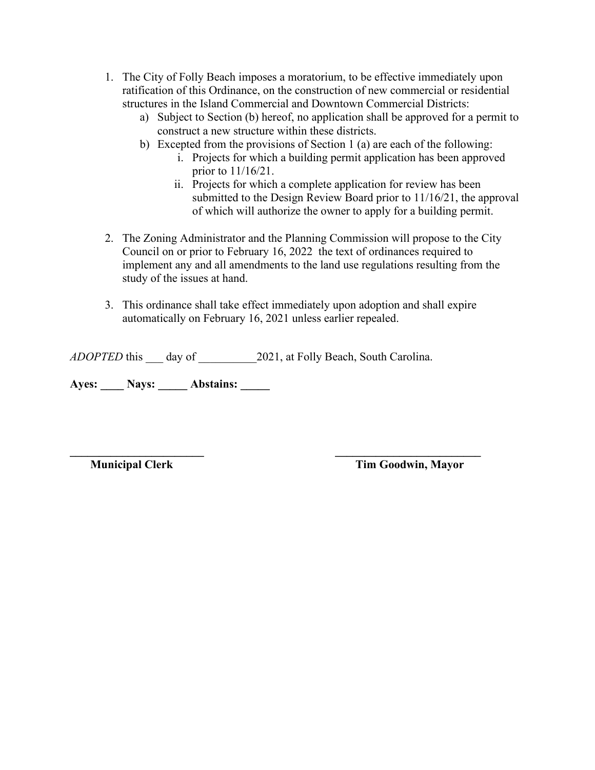1. The City of Folly Beach imposes a moratorium, to be effective immediately upon ratification of this Ordinance, on the construction of new commercial or residential structures in the Island Commercial and Downtown Commercial Districts:
   a) Subject to Section (b) hereof, no application shall be approved for a permit to construct a new structure within these districts.
   b) Excepted from the provisions of Section 1 (a) are each of the following:
      i. Projects for which a building permit application has been approved prior to 11/16/21.
      ii. Projects for which a complete application for review has been submitted to the Design Review Board prior to 11/16/21, the approval of which will authorize the owner to apply for a building permit.

2. The Zoning Administrator and the Planning Commission will propose to the City Council on or prior to February 16, 2022 the text of ordinances required to implement any and all amendments to the land use regulations resulting from the study of the issues at hand.

3. This ordinance shall take effect immediately upon adoption and shall expire automatically on February 16, 2021 unless earlier repealed.

*ADOPTED* this ___ day of __________2021, at Folly Beach, South Carolina.

**Ayes: ____ Nays: _____ Abstains: _____**

**________________________**
**Municipal Clerk**

**__________________________**
**Tim Goodwin, Mayor**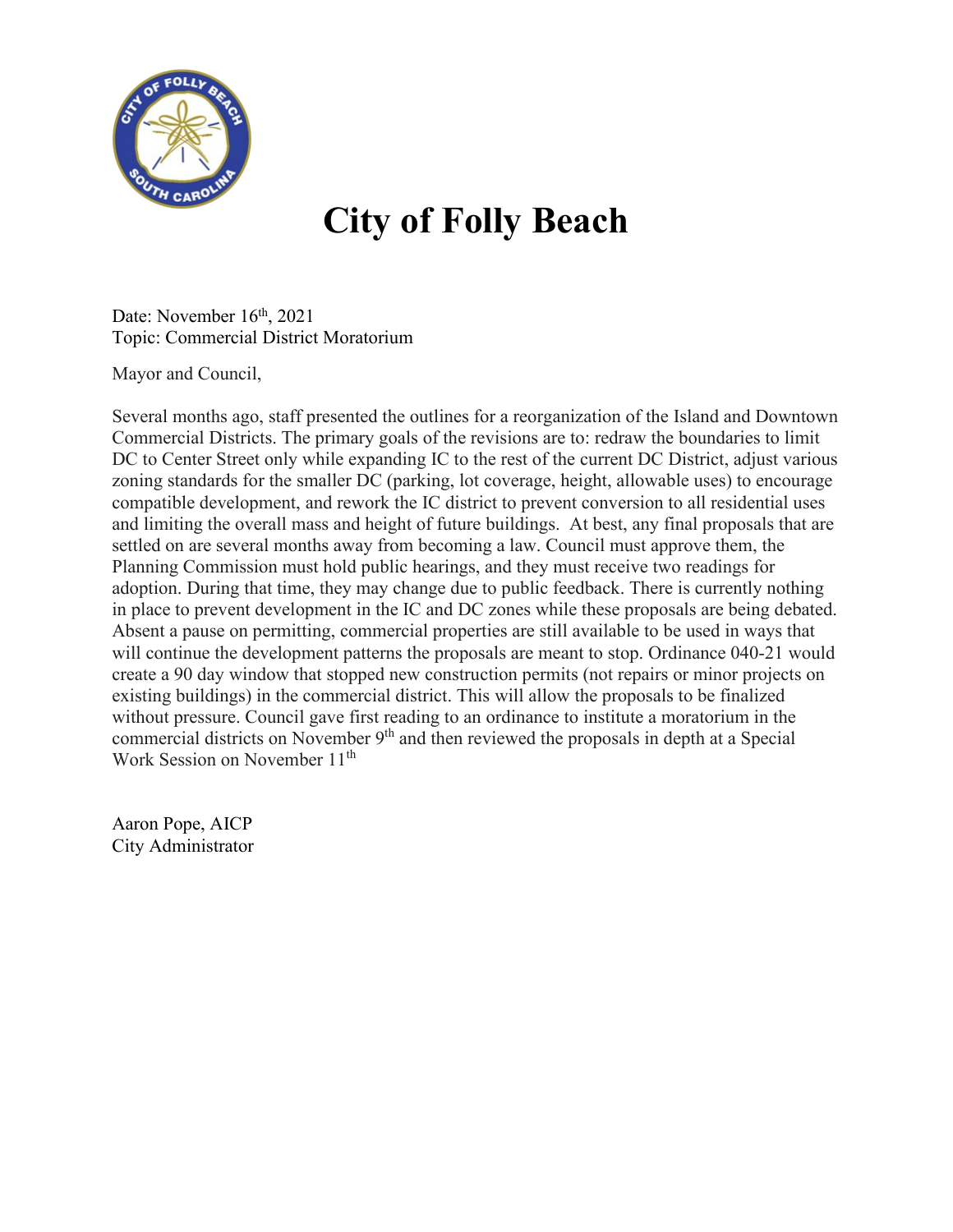# City of Folly Beach

Date: November 16th, 2021
Topic: Commercial District Moratorium

Mayor and Council,

Several months ago, staff presented the outlines for a reorganization of the Island and Downtown Commercial Districts. The primary goals of the revisions are to: redraw the boundaries to limit DC to Center Street only while expanding IC to the rest of the current DC District, adjust various zoning standards for the smaller DC (parking, lot coverage, height, allowable uses) to encourage compatible development, and rework the IC district to prevent conversion to all residential uses and limiting the overall mass and height of future buildings. At best, any final proposals that are settled on are several months away from becoming a law. Council must approve them, the Planning Commission must hold public hearings, and they must receive two readings for adoption. During that time, they may change due to public feedback. There is currently nothing in place to prevent development in the IC and DC zones while these proposals are being debated. Absent a pause on permitting, commercial properties are still available to be used in ways that will continue the development patterns the proposals are meant to stop. Ordinance 040-21 would create a 90 day window that stopped new construction permits (not repairs or minor projects on existing buildings) in the commercial district. This will allow the proposals to be finalized without pressure. Council gave first reading to an ordinance to institute a moratorium in the commercial districts on November 9th and then reviewed the proposals in depth at a Special Work Session on November 11th

Aaron Pope, AICP
City Administrator